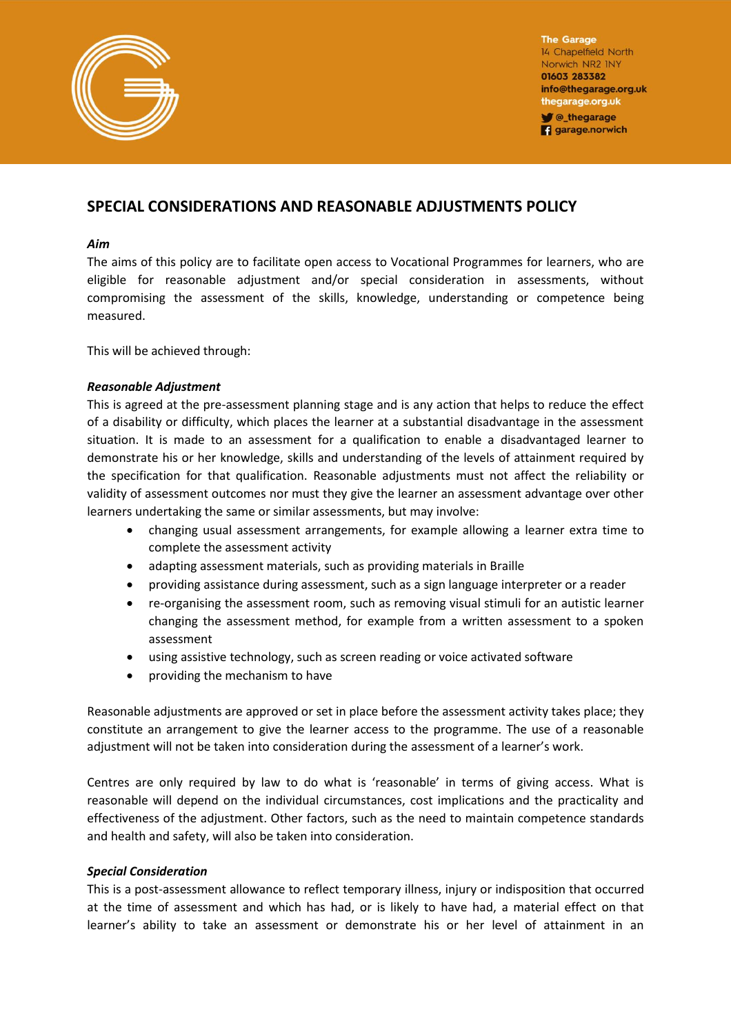The Garage
14 Chapelfield North
Norwich NR2 1NY
01603 283382
info@thegarage.org.uk
thegarage.org.uk
@_thegarage
garage.norwich

# SPECIAL CONSIDERATIONS AND REASONABLE ADJUSTMENTS POLICY

***Aim***

The aims of this policy are to facilitate open access to Vocational Programmes for learners, who are eligible for reasonable adjustment and/or special consideration in assessments, without compromising the assessment of the skills, knowledge, understanding or competence being measured.

This will be achieved through:

***Reasonable Adjustment***

This is agreed at the pre-assessment planning stage and is any action that helps to reduce the effect of a disability or difficulty, which places the learner at a substantial disadvantage in the assessment situation. It is made to an assessment for a qualification to enable a disadvantaged learner to demonstrate his or her knowledge, skills and understanding of the levels of attainment required by the specification for that qualification. Reasonable adjustments must not affect the reliability or validity of assessment outcomes nor must they give the learner an assessment advantage over other learners undertaking the same or similar assessments, but may involve:

- changing usual assessment arrangements, for example allowing a learner extra time to complete the assessment activity
- adapting assessment materials, such as providing materials in Braille
- providing assistance during assessment, such as a sign language interpreter or a reader
- re-organising the assessment room, such as removing visual stimuli for an autistic learner changing the assessment method, for example from a written assessment to a spoken assessment
- using assistive technology, such as screen reading or voice activated software
- providing the mechanism to have

Reasonable adjustments are approved or set in place before the assessment activity takes place; they constitute an arrangement to give the learner access to the programme. The use of a reasonable adjustment will not be taken into consideration during the assessment of a learner's work.

Centres are only required by law to do what is 'reasonable' in terms of giving access. What is reasonable will depend on the individual circumstances, cost implications and the practicality and effectiveness of the adjustment. Other factors, such as the need to maintain competence standards and health and safety, will also be taken into consideration.

***Special Consideration***

This is a post-assessment allowance to reflect temporary illness, injury or indisposition that occurred at the time of assessment and which has had, or is likely to have had, a material effect on that learner's ability to take an assessment or demonstrate his or her level of attainment in an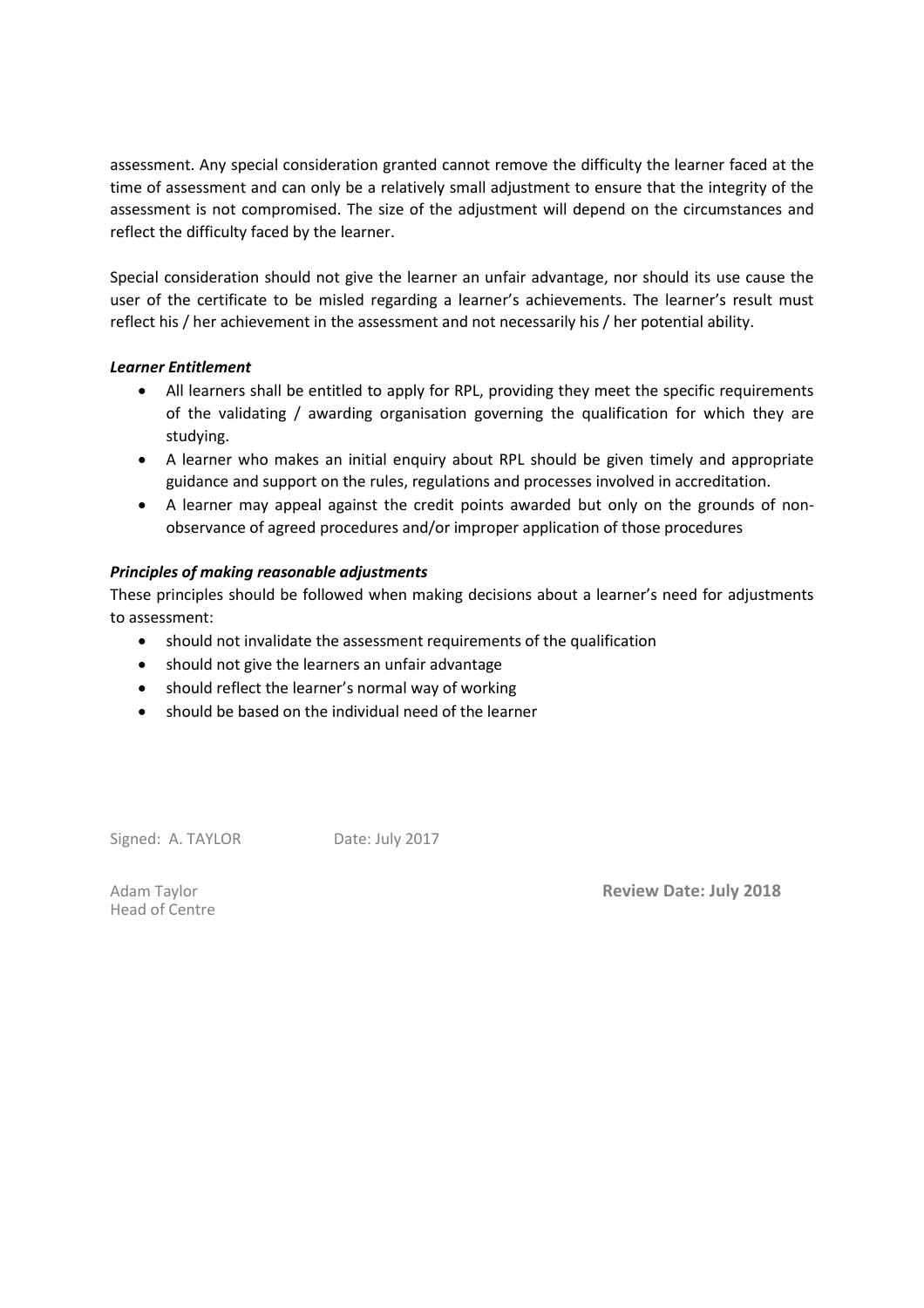assessment. Any special consideration granted cannot remove the difficulty the learner faced at the time of assessment and can only be a relatively small adjustment to ensure that the integrity of the assessment is not compromised. The size of the adjustment will depend on the circumstances and reflect the difficulty faced by the learner.

Special consideration should not give the learner an unfair advantage, nor should its use cause the user of the certificate to be misled regarding a learner's achievements. The learner's result must reflect his / her achievement in the assessment and not necessarily his / her potential ability.

***Learner Entitlement***

- All learners shall be entitled to apply for RPL, providing they meet the specific requirements of the validating / awarding organisation governing the qualification for which they are studying.
- A learner who makes an initial enquiry about RPL should be given timely and appropriate guidance and support on the rules, regulations and processes involved in accreditation.
- A learner may appeal against the credit points awarded but only on the grounds of non-observance of agreed procedures and/or improper application of those procedures

***Principles of making reasonable adjustments***

These principles should be followed when making decisions about a learner's need for adjustments to assessment:

- should not invalidate the assessment requirements of the qualification
- should not give the learners an unfair advantage
- should reflect the learner's normal way of working
- should be based on the individual need of the learner

Signed: A. TAYLOR Date: July 2017

Adam Taylor
Head of Centre

**Review Date: July 2018**